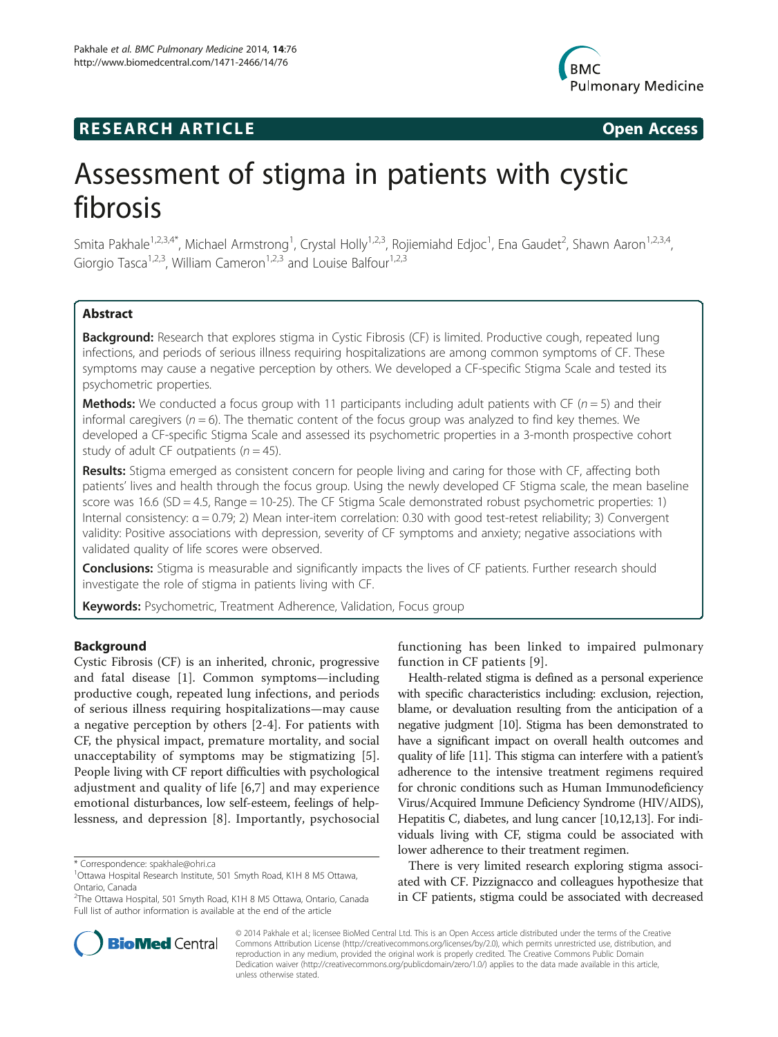RESEARCH ARTICLE Open Access

# Assessment of stigma in patients with cystic fibrosis

Smita Pakhale[1,2,3,4*], Michael Armstrong[1], Crystal Holly[1,2,3], Rojiemiahd Edjoc[1], Ena Gaudet[2], Shawn Aaron[1,2,3,4], Giorgio Tasca[1,2,3], William Cameron[1,2,3] and Louise Balfour[1,2,3]

## Abstract

**Background:** Research that explores stigma in Cystic Fibrosis (CF) is limited. Productive cough, repeated lung infections, and periods of serious illness requiring hospitalizations are among common symptoms of CF. These symptoms may cause a negative perception by others. We developed a CF-specific Stigma Scale and tested its psychometric properties.

**Methods:** We conducted a focus group with 11 participants including adult patients with CF ($n = 5$) and their informal caregivers ($n = 6$). The thematic content of the focus group was analyzed to find key themes. We developed a CF-specific Stigma Scale and assessed its psychometric properties in a 3-month prospective cohort study of adult CF outpatients ($n = 45$).

**Results:** Stigma emerged as consistent concern for people living and caring for those with CF, affecting both patients' lives and health through the focus group. Using the newly developed CF Stigma scale, the mean baseline score was 16.6 (SD = 4.5, Range = 10-25). The CF Stigma Scale demonstrated robust psychometric properties: 1) Internal consistency: $\alpha = 0.79$; 2) Mean inter-item correlation: 0.30 with good test-retest reliability; 3) Convergent validity: Positive associations with depression, severity of CF symptoms and anxiety; negative associations with validated quality of life scores were observed.

**Conclusions:** Stigma is measurable and significantly impacts the lives of CF patients. Further research should investigate the role of stigma in patients living with CF.

**Keywords:** Psychometric, Treatment Adherence, Validation, Focus group

## Background

Cystic Fibrosis (CF) is an inherited, chronic, progressive and fatal disease [1]. Common symptoms—including productive cough, repeated lung infections, and periods of serious illness requiring hospitalizations—may cause a negative perception by others [2-4]. For patients with CF, the physical impact, premature mortality, and social unacceptability of symptoms may be stigmatizing [5]. People living with CF report difficulties with psychological adjustment and quality of life [6,7] and may experience emotional disturbances, low self-esteem, feelings of helplessness, and depression [8]. Importantly, psychosocial functioning has been linked to impaired pulmonary function in CF patients [9].

Health-related stigma is defined as a personal experience with specific characteristics including: exclusion, rejection, blame, or devaluation resulting from the anticipation of a negative judgment [10]. Stigma has been demonstrated to have a significant impact on overall health outcomes and quality of life [11]. This stigma can interfere with a patient's adherence to the intensive treatment regimens required for chronic conditions such as Human Immunodeficiency Virus/Acquired Immune Deficiency Syndrome (HIV/AIDS), Hepatitis C, diabetes, and lung cancer [10,12,13]. For individuals living with CF, stigma could be associated with lower adherence to their treatment regimen.

There is very limited research exploring stigma associated with CF. Pizzignacco and colleagues hypothesize that in CF patients, stigma could be associated with decreased

\* Correspondence: spakhale@ohri.ca
[1]Ottawa Hospital Research Institute, 501 Smyth Road, K1H 8 M5 Ottawa, Ontario, Canada
[2]The Ottawa Hospital, 501 Smyth Road, K1H 8 M5 Ottawa, Ontario, Canada
Full list of author information is available at the end of the article

© 2014 Pakhale et al.; licensee BioMed Central Ltd. This is an Open Access article distributed under the terms of the Creative Commons Attribution License (http://creativecommons.org/licenses/by/2.0), which permits unrestricted use, distribution, and reproduction in any medium, provided the original work is properly credited. The Creative Commons Public Domain Dedication waiver (http://creativecommons.org/publicdomain/zero/1.0/) applies to the data made available in this article, unless otherwise stated.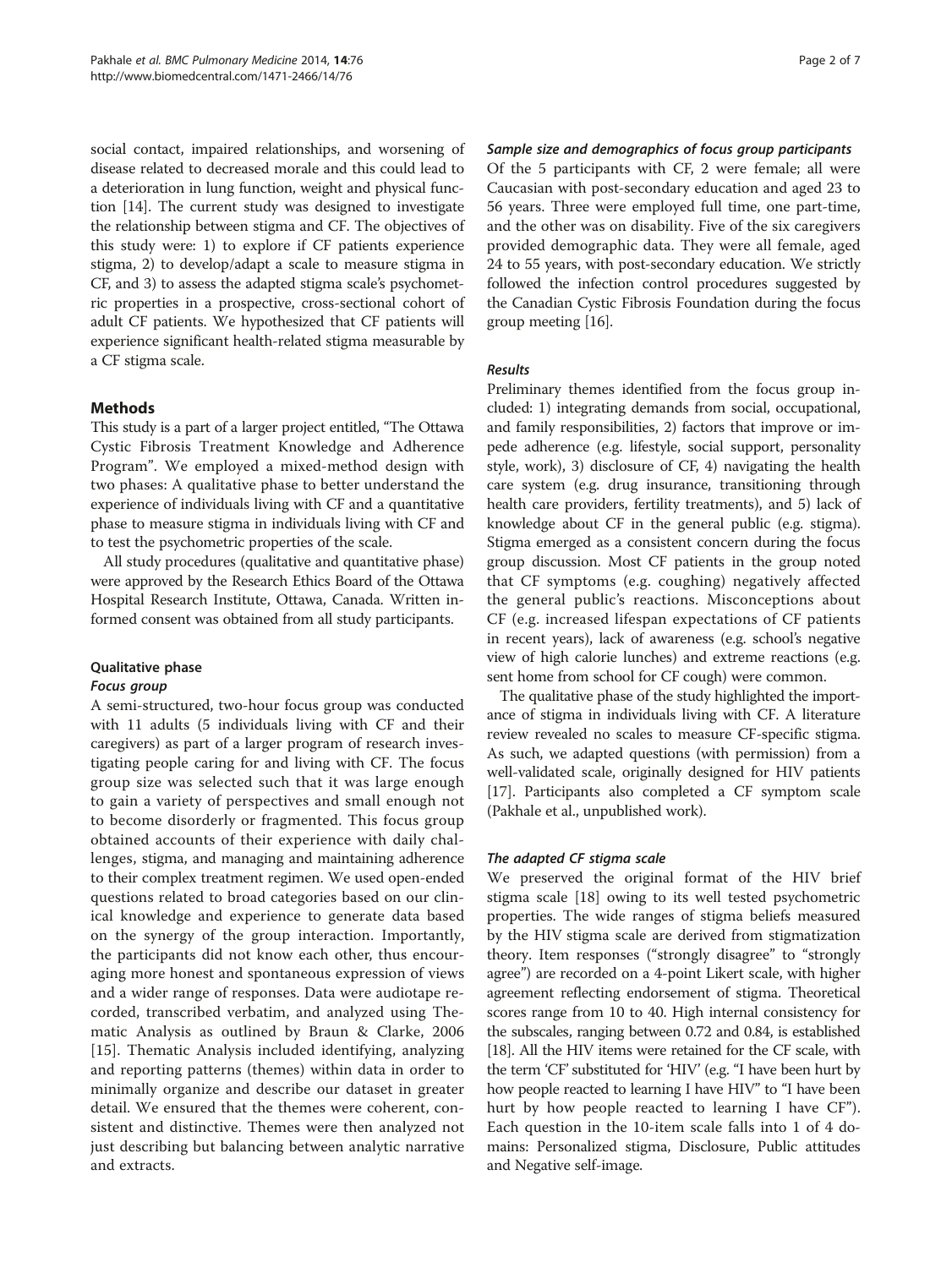social contact, impaired relationships, and worsening of disease related to decreased morale and this could lead to a deterioration in lung function, weight and physical function [14]. The current study was designed to investigate the relationship between stigma and CF. The objectives of this study were: 1) to explore if CF patients experience stigma, 2) to develop/adapt a scale to measure stigma in CF, and 3) to assess the adapted stigma scale's psychometric properties in a prospective, cross-sectional cohort of adult CF patients. We hypothesized that CF patients will experience significant health-related stigma measurable by a CF stigma scale.

## Methods

This study is a part of a larger project entitled, "The Ottawa Cystic Fibrosis Treatment Knowledge and Adherence Program". We employed a mixed-method design with two phases: A qualitative phase to better understand the experience of individuals living with CF and a quantitative phase to measure stigma in individuals living with CF and to test the psychometric properties of the scale.

All study procedures (qualitative and quantitative phase) were approved by the Research Ethics Board of the Ottawa Hospital Research Institute, Ottawa, Canada. Written informed consent was obtained from all study participants.

### Qualitative phase

#### *Focus group*

A semi-structured, two-hour focus group was conducted with 11 adults (5 individuals living with CF and their caregivers) as part of a larger program of research investigating people caring for and living with CF. The focus group size was selected such that it was large enough to gain a variety of perspectives and small enough not to become disorderly or fragmented. This focus group obtained accounts of their experience with daily challenges, stigma, and managing and maintaining adherence to their complex treatment regimen. We used open-ended questions related to broad categories based on our clinical knowledge and experience to generate data based on the synergy of the group interaction. Importantly, the participants did not know each other, thus encouraging more honest and spontaneous expression of views and a wider range of responses. Data were audiotape recorded, transcribed verbatim, and analyzed using Thematic Analysis as outlined by Braun & Clarke, 2006 [15]. Thematic Analysis included identifying, analyzing and reporting patterns (themes) within data in order to minimally organize and describe our dataset in greater detail. We ensured that the themes were coherent, consistent and distinctive. Themes were then analyzed not just describing but balancing between analytic narrative and extracts.

#### *Sample size and demographics of focus group participants*

Of the 5 participants with CF, 2 were female; all were Caucasian with post-secondary education and aged 23 to 56 years. Three were employed full time, one part-time, and the other was on disability. Five of the six caregivers provided demographic data. They were all female, aged 24 to 55 years, with post-secondary education. We strictly followed the infection control procedures suggested by the Canadian Cystic Fibrosis Foundation during the focus group meeting [16].

#### *Results*

Preliminary themes identified from the focus group included: 1) integrating demands from social, occupational, and family responsibilities, 2) factors that improve or impede adherence (e.g. lifestyle, social support, personality style, work), 3) disclosure of CF, 4) navigating the health care system (e.g. drug insurance, transitioning through health care providers, fertility treatments), and 5) lack of knowledge about CF in the general public (e.g. stigma). Stigma emerged as a consistent concern during the focus group discussion. Most CF patients in the group noted that CF symptoms (e.g. coughing) negatively affected the general public's reactions. Misconceptions about CF (e.g. increased lifespan expectations of CF patients in recent years), lack of awareness (e.g. school's negative view of high calorie lunches) and extreme reactions (e.g. sent home from school for CF cough) were common.

The qualitative phase of the study highlighted the importance of stigma in individuals living with CF. A literature review revealed no scales to measure CF-specific stigma. As such, we adapted questions (with permission) from a well-validated scale, originally designed for HIV patients [17]. Participants also completed a CF symptom scale (Pakhale et al., unpublished work).

#### *The adapted CF stigma scale*

We preserved the original format of the HIV brief stigma scale [18] owing to its well tested psychometric properties. The wide ranges of stigma beliefs measured by the HIV stigma scale are derived from stigmatization theory. Item responses ("strongly disagree" to "strongly agree") are recorded on a 4-point Likert scale, with higher agreement reflecting endorsement of stigma. Theoretical scores range from 10 to 40. High internal consistency for the subscales, ranging between 0.72 and 0.84, is established [18]. All the HIV items were retained for the CF scale, with the term 'CF' substituted for 'HIV' (e.g. "I have been hurt by how people reacted to learning I have HIV" to "I have been hurt by how people reacted to learning I have CF"). Each question in the 10-item scale falls into 1 of 4 domains: Personalized stigma, Disclosure, Public attitudes and Negative self-image.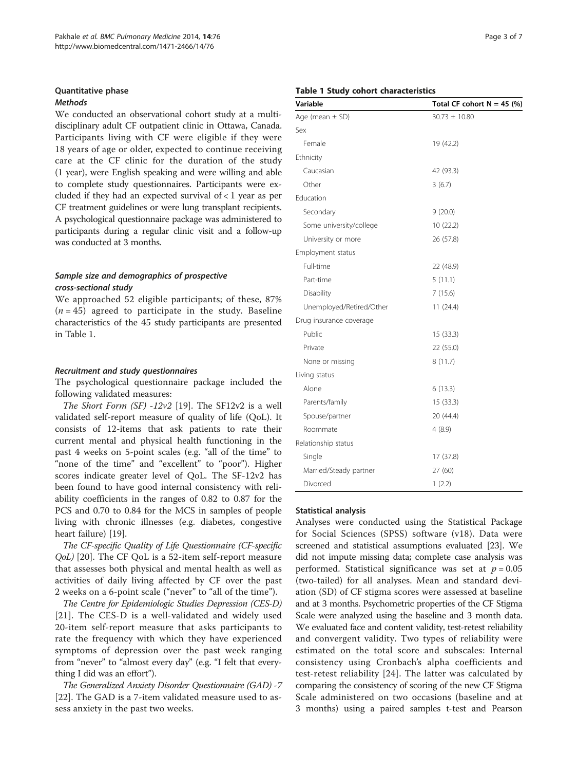### Quantitative phase

#### *Methods*

We conducted an observational cohort study at a multidisciplinary adult CF outpatient clinic in Ottawa, Canada. Participants living with CF were eligible if they were 18 years of age or older, expected to continue receiving care at the CF clinic for the duration of the study (1 year), were English speaking and were willing and able to complete study questionnaires. Participants were excluded if they had an expected survival of < 1 year as per CF treatment guidelines or were lung transplant recipients. A psychological questionnaire package was administered to participants during a regular clinic visit and a follow-up was conducted at 3 months.

#### *Sample size and demographics of prospective cross-sectional study*

We approached 52 eligible participants; of these, 87% ($n = 45$) agreed to participate in the study. Baseline characteristics of the 45 study participants are presented in Table 1.

#### *Recruitment and study questionnaires*

The psychological questionnaire package included the following validated measures:

*The Short Form (SF) -12v2* [19]. The SF12v2 is a well validated self-report measure of quality of life (QoL). It consists of 12-items that ask patients to rate their current mental and physical health functioning in the past 4 weeks on 5-point scales (e.g. "all of the time" to "none of the time" and "excellent" to "poor"). Higher scores indicate greater level of QoL. The SF-12v2 has been found to have good internal consistency with reliability coefficients in the ranges of 0.82 to 0.87 for the PCS and 0.70 to 0.84 for the MCS in samples of people living with chronic illnesses (e.g. diabetes, congestive heart failure) [19].

*The CF-specific Quality of Life Questionnaire (CF-specific QoL)* [20]. The CF QoL is a 52-item self-report measure that assesses both physical and mental health as well as activities of daily living affected by CF over the past 2 weeks on a 6-point scale ("never" to "all of the time").

*The Centre for Epidemiologic Studies Depression (CES-D)* [21]. The CES-D is a well-validated and widely used 20-item self-report measure that asks participants to rate the frequency with which they have experienced symptoms of depression over the past week ranging from "never" to "almost every day" (e.g. "I felt that everything I did was an effort").

*The Generalized Anxiety Disorder Questionnaire (GAD) -7* [22]. The GAD is a 7-item validated measure used to assess anxiety in the past two weeks.

**Table 1 Study cohort characteristics**

| Variable | Total CF cohort N = 45 (%) |
|---|---|
| Age (mean ± SD) | 30.73 ± 10.80 |
| Sex | |
| Female | 19 (42.2) |
| Ethnicity | |
| Caucasian | 42 (93.3) |
| Other | 3 (6.7) |
| Education | |
| Secondary | 9 (20.0) |
| Some university/college | 10 (22.2) |
| University or more | 26 (57.8) |
| Employment status | |
| Full-time | 22 (48.9) |
| Part-time | 5 (11.1) |
| Disability | 7 (15.6) |
| Unemployed/Retired/Other | 11 (24.4) |
| Drug insurance coverage | |
| Public | 15 (33.3) |
| Private | 22 (55.0) |
| None or missing | 8 (11.7) |
| Living status | |
| Alone | 6 (13.3) |
| Parents/family | 15 (33.3) |
| Spouse/partner | 20 (44.4) |
| Roommate | 4 (8.9) |
| Relationship status | |
| Single | 17 (37.8) |
| Married/Steady partner | 27 (60) |
| Divorced | 1 (2.2) |

#### Statistical analysis

Analyses were conducted using the Statistical Package for Social Sciences (SPSS) software (v18). Data were screened and statistical assumptions evaluated [23]. We did not impute missing data; complete case analysis was performed. Statistical significance was set at $p = 0.05$ (two-tailed) for all analyses. Mean and standard deviation (SD) of CF stigma scores were assessed at baseline and at 3 months. Psychometric properties of the CF Stigma Scale were analyzed using the baseline and 3 month data. We evaluated face and content validity, test-retest reliability and convergent validity. Two types of reliability were estimated on the total score and subscales: Internal consistency using Cronbach's alpha coefficients and test-retest reliability [24]. The latter was calculated by comparing the consistency of scoring of the new CF Stigma Scale administered on two occasions (baseline and at 3 months) using a paired samples t-test and Pearson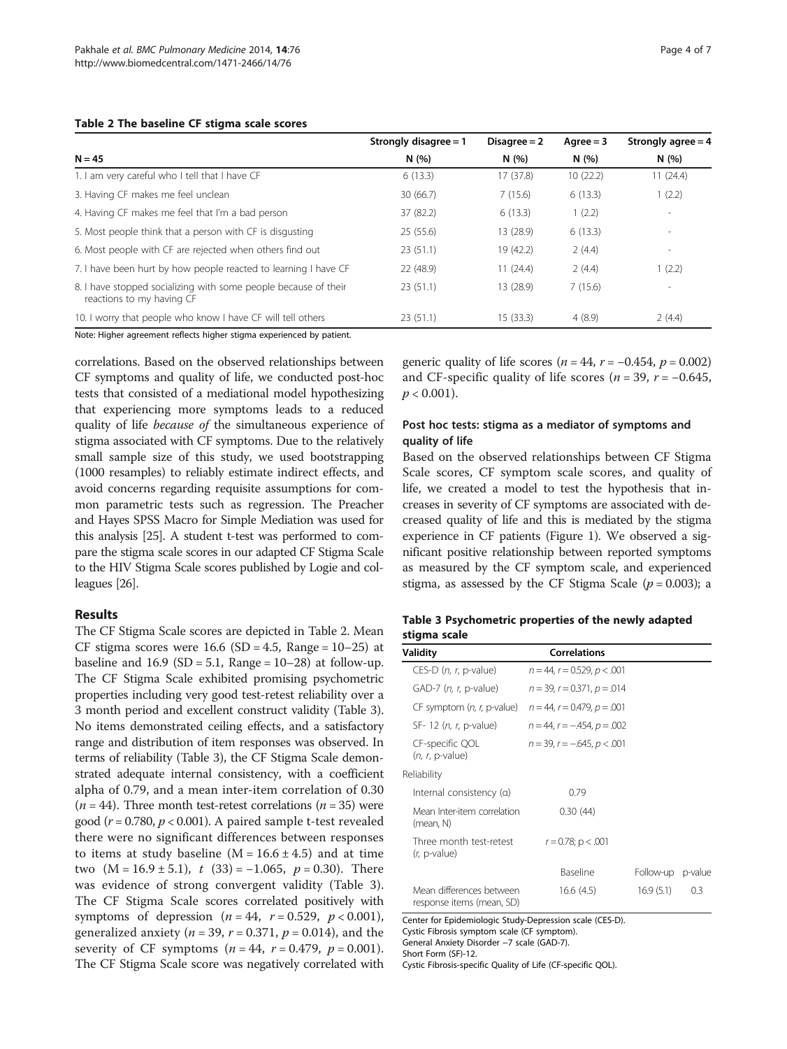**Table 2 The baseline CF stigma scale scores**

| N = 45 | Strongly disagree = 1 N (%) | Disagree = 2 N (%) | Agree = 3 N (%) | Strongly agree = 4 N (%) |
|---|---|---|---|---|
| 1. I am very careful who I tell that I have CF | 6 (13.3) | 17 (37.8) | 10 (22.2) | 11 (24.4) |
| 3. Having CF makes me feel unclean | 30 (66.7) | 7 (15.6) | 6 (13.3) | 1 (2.2) |
| 4. Having CF makes me feel that I'm a bad person | 37 (82.2) | 6 (13.3) | 1 (2.2) | - |
| 5. Most people think that a person with CF is disgusting | 25 (55.6) | 13 (28.9) | 6 (13.3) | - |
| 6. Most people with CF are rejected when others find out | 23 (51.1) | 19 (42.2) | 2 (4.4) | - |
| 7. I have been hurt by how people reacted to learning I have CF | 22 (48.9) | 11 (24.4) | 2 (4.4) | 1 (2.2) |
| 8. I have stopped socializing with some people because of their reactions to my having CF | 23 (51.1) | 13 (28.9) | 7 (15.6) | - |
| 10. I worry that people who know I have CF will tell others | 23 (51.1) | 15 (33.3) | 4 (8.9) | 2 (4.4) |

Note: Higher agreement reflects higher stigma experienced by patient.

correlations. Based on the observed relationships between CF symptoms and quality of life, we conducted post-hoc tests that consisted of a mediational model hypothesizing that experiencing more symptoms leads to a reduced quality of life *because of* the simultaneous experience of stigma associated with CF symptoms. Due to the relatively small sample size of this study, we used bootstrapping (1000 resamples) to reliably estimate indirect effects, and avoid concerns regarding requisite assumptions for common parametric tests such as regression. The Preacher and Hayes SPSS Macro for Simple Mediation was used for this analysis [25]. A student t-test was performed to compare the stigma scale scores in our adapted CF Stigma Scale to the HIV Stigma Scale scores published by Logie and colleagues [26].

## Results

The CF Stigma Scale scores are depicted in Table 2. Mean CF stigma scores were 16.6 (SD = 4.5, Range = 10–25) at baseline and 16.9 (SD = 5.1, Range = 10–28) at follow-up. The CF Stigma Scale exhibited promising psychometric properties including very good test-retest reliability over a 3 month period and excellent construct validity (Table 3). No items demonstrated ceiling effects, and a satisfactory range and distribution of item responses was observed. In terms of reliability (Table 3), the CF Stigma Scale demonstrated adequate internal consistency, with a coefficient alpha of 0.79, and a mean inter-item correlation of 0.30 ($n = 44$). Three month test-retest correlations ($n = 35$) were good ($r = 0.780$, $p < 0.001$). A paired sample t-test revealed there were no significant differences between responses to items at study baseline ($M = 16.6 \pm 4.5$) and at time two ($M = 16.9 \pm 5.1$), $t$ (33) = −1.065, $p = 0.30$). There was evidence of strong convergent validity (Table 3). The CF Stigma Scale scores correlated positively with symptoms of depression ($n = 44$, $r = 0.529$, $p < 0.001$), generalized anxiety ($n = 39$, $r = 0.371$, $p = 0.014$), and the severity of CF symptoms ($n = 44$, $r = 0.479$, $p = 0.001$). The CF Stigma Scale score was negatively correlated with generic quality of life scores ($n = 44$, $r = -0.454$, $p = 0.002$) and CF-specific quality of life scores ($n = 39$, $r = -0.645$, $p < 0.001$).

### Post hoc tests: stigma as a mediator of symptoms and quality of life

Based on the observed relationships between CF Stigma Scale scores, CF symptom scale scores, and quality of life, we created a model to test the hypothesis that increases in severity of CF symptoms are associated with decreased quality of life and this is mediated by the stigma experience in CF patients (Figure 1). We observed a significant positive relationship between reported symptoms as measured by the CF symptom scale, and experienced stigma, as assessed by the CF Stigma Scale ($p = 0.003$); a

**Table 3 Psychometric properties of the newly adapted stigma scale**

| Validity | Correlations | | |
|---|---|---|---|
| CES-D ($n$, $r$, p-value) | $n = 44$, $r = 0.529$, $p < .001$ | | |
| GAD-7 ($n$, $r$, p-value) | $n = 39$, $r = 0.371$, $p = .014$ | | |
| CF symptom ($n$, $r$, p-value) | $n = 44$, $r = 0.479$, $p = .001$ | | |
| SF- 12 ($n$, $r$, p-value) | $n = 44$, $r = -.454$, $p = .002$ | | |
| CF-specific QOL ($n$, $r$, p-value) | $n = 39$, $r = -.645$, $p < .001$ | | |
| Reliability | | | |
| Internal consistency (α) | 0.79 | | |
| Mean Inter-item correlation (mean, N) | 0.30 (44) | | |
| Three month test-retest ($r$, p-value) | $r = 0.78$; $p < .001$ | | |
| | Baseline | Follow-up | p-value |
| Mean differences between response items (mean, SD) | 16.6 (4.5) | 16.9 (5.1) | 0.3 |

Center for Epidemiologic Study-Depression scale (CES-D).
Cystic Fibrosis symptom scale (CF symptom).
General Anxiety Disorder −7 scale (GAD-7).
Short Form (SF)-12.
Cystic Fibrosis-specific Quality of Life (CF-specific QOL).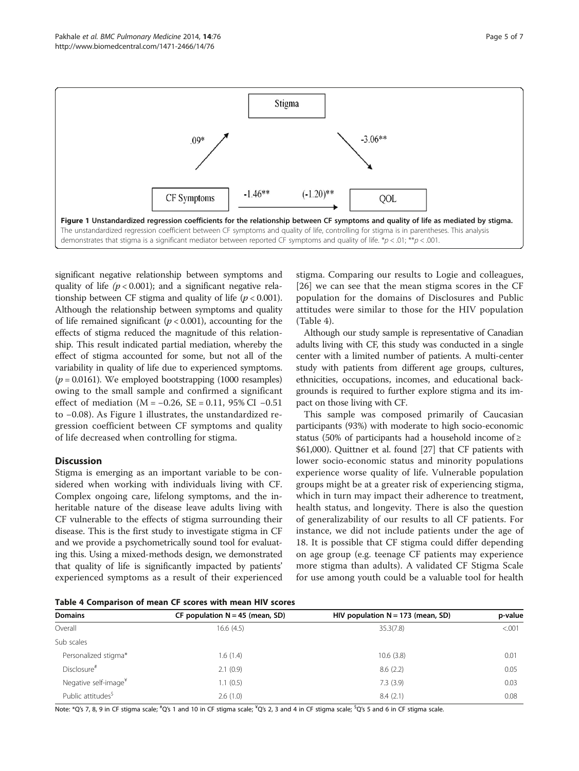Stigma

.09*

-3.06**

CF Symptoms

-1.46**

(-1.20)**

QOL

**Figure 1 Unstandardized regression coefficients for the relationship between CF symptoms and quality of life as mediated by stigma.** The unstandardized regression coefficient between CF symptoms and quality of life, controlling for stigma is in parentheses. This analysis demonstrates that stigma is a significant mediator between reported CF symptoms and quality of life. *$p < .01$; **$p < .001$.

significant negative relationship between symptoms and quality of life ($p < 0.001$); and a significant negative relationship between CF stigma and quality of life ($p < 0.001$). Although the relationship between symptoms and quality of life remained significant ($p < 0.001$), accounting for the effects of stigma reduced the magnitude of this relationship. This result indicated partial mediation, whereby the effect of stigma accounted for some, but not all of the variability in quality of life due to experienced symptoms. ($p = 0.0161$). We employed bootstrapping (1000 resamples) owing to the small sample and confirmed a significant effect of mediation (M = −0.26, SE = 0.11, 95% CI −0.51 to −0.08). As Figure 1 illustrates, the unstandardized regression coefficient between CF symptoms and quality of life decreased when controlling for stigma.

## Discussion

Stigma is emerging as an important variable to be considered when working with individuals living with CF. Complex ongoing care, lifelong symptoms, and the inheritable nature of the disease leave adults living with CF vulnerable to the effects of stigma surrounding their disease. This is the first study to investigate stigma in CF and we provide a psychometrically sound tool for evaluating this. Using a mixed-methods design, we demonstrated that quality of life is significantly impacted by patients' experienced symptoms as a result of their experienced stigma. Comparing our results to Logie and colleagues, [26] we can see that the mean stigma scores in the CF population for the domains of Disclosures and Public attitudes were similar to those for the HIV population (Table 4).

Although our study sample is representative of Canadian adults living with CF, this study was conducted in a single center with a limited number of patients. A multi-center study with patients from different age groups, cultures, ethnicities, occupations, incomes, and educational backgrounds is required to further explore stigma and its impact on those living with CF.

This sample was composed primarily of Caucasian participants (93%) with moderate to high socio-economic status (50% of participants had a household income of ≥ \$61,000). Quittner et al. found [27] that CF patients with lower socio-economic status and minority populations experience worse quality of life. Vulnerable population groups might be at a greater risk of experiencing stigma, which in turn may impact their adherence to treatment, health status, and longevity. There is also the question of generalizability of our results to all CF patients. For instance, we did not include patients under the age of 18. It is possible that CF stigma could differ depending on age group (e.g. teenage CF patients may experience more stigma than adults). A validated CF Stigma Scale for use among youth could be a valuable tool for health

**Table 4 Comparison of mean CF scores with mean HIV scores**

| Domains | CF population N = 45 (mean, SD) | HIV population N = 173 (mean, SD) | p-value |
|---|---|---|---|
| Overall | 16.6 (4.5) | 35.3(7.8) | <.001 |
| Sub scales | | | |
| Personalized stigma* | 1.6 (1.4) | 10.6 (3.8) | 0.01 |
| Disclosure# | 2.1 (0.9) | 8.6 (2.2) | 0.05 |
| Negative self-image¥ | 1.1 (0.5) | 7.3 (3.9) | 0.03 |
| Public attitudes$ | 2.6 (1.0) | 8.4 (2.1) | 0.08 |

Note: *Q's 7, 8, 9 in CF stigma scale; #Q's 1 and 10 in CF stigma scale; ¥Q's 2, 3 and 4 in CF stigma scale; $Q's 5 and 6 in CF stigma scale.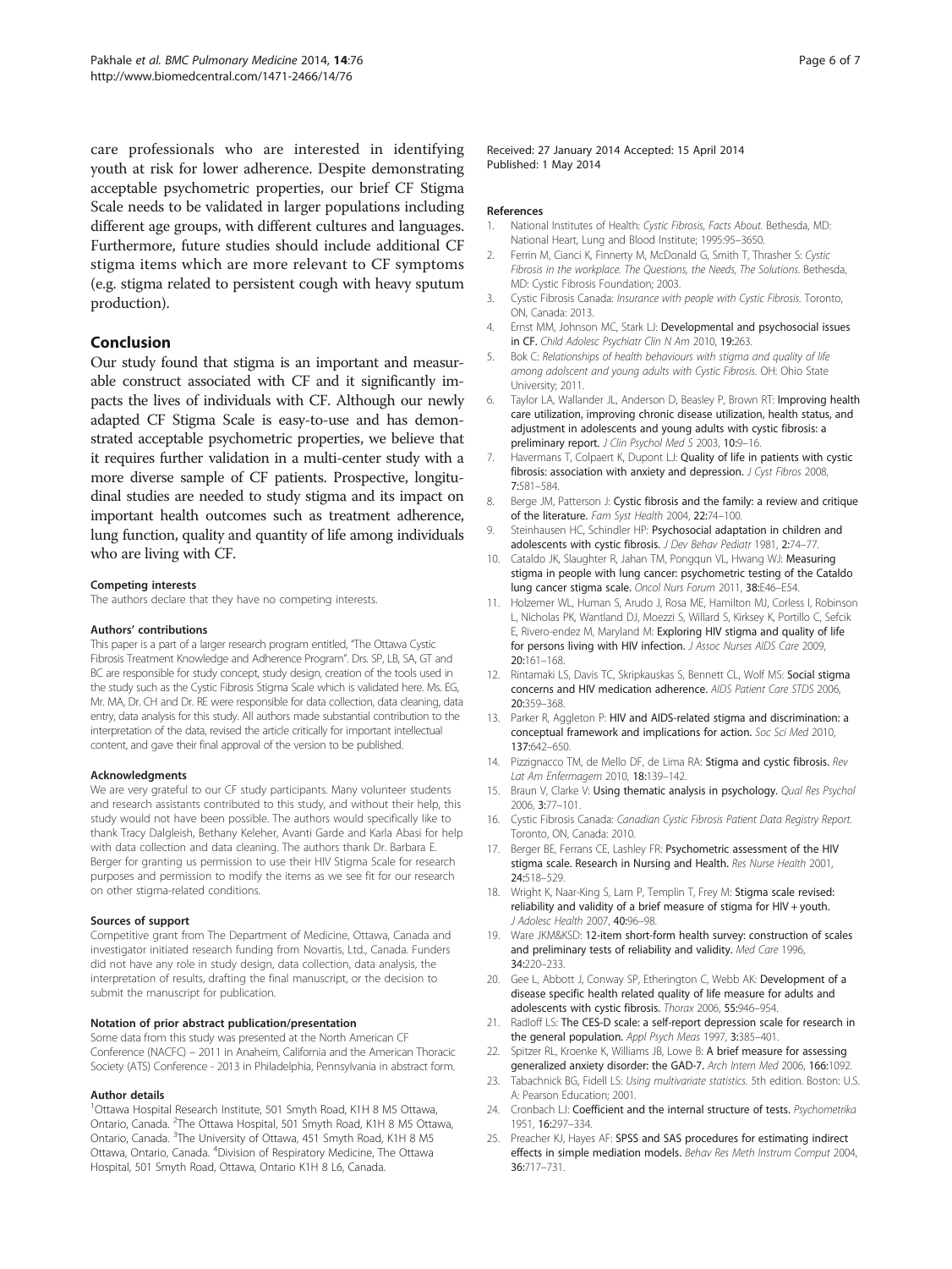care professionals who are interested in identifying youth at risk for lower adherence. Despite demonstrating acceptable psychometric properties, our brief CF Stigma Scale needs to be validated in larger populations including different age groups, with different cultures and languages. Furthermore, future studies should include additional CF stigma items which are more relevant to CF symptoms (e.g. stigma related to persistent cough with heavy sputum production).

## Conclusion

Our study found that stigma is an important and measurable construct associated with CF and it significantly impacts the lives of individuals with CF. Although our newly adapted CF Stigma Scale is easy-to-use and has demonstrated acceptable psychometric properties, we believe that it requires further validation in a multi-center study with a more diverse sample of CF patients. Prospective, longitudinal studies are needed to study stigma and its impact on important health outcomes such as treatment adherence, lung function, quality and quantity of life among individuals who are living with CF.

#### Competing interests

The authors declare that they have no competing interests.

#### Authors' contributions

This paper is a part of a larger research program entitled, "The Ottawa Cystic Fibrosis Treatment Knowledge and Adherence Program". Drs. SP, LB, SA, GT and BC are responsible for study concept, study design, creation of the tools used in the study such as the Cystic Fibrosis Stigma Scale which is validated here. Ms. EG, Mr. MA, Dr. CH and Dr. RE were responsible for data collection, data cleaning, data entry, data analysis for this study. All authors made substantial contribution to the interpretation of the data, revised the article critically for important intellectual content, and gave their final approval of the version to be published.

#### Acknowledgments

We are very grateful to our CF study participants. Many volunteer students and research assistants contributed to this study, and without their help, this study would not have been possible. The authors would specifically like to thank Tracy Dalgleish, Bethany Keleher, Avanti Garde and Karla Abasi for help with data collection and data cleaning. The authors thank Dr. Barbara E. Berger for granting us permission to use their HIV Stigma Scale for research purposes and permission to modify the items as we see fit for our research on other stigma-related conditions.

#### Sources of support

Competitive grant from The Department of Medicine, Ottawa, Canada and investigator initiated research funding from Novartis, Ltd., Canada. Funders did not have any role in study design, data collection, data analysis, the interpretation of results, drafting the final manuscript, or the decision to submit the manuscript for publication.

#### Notation of prior abstract publication/presentation

Some data from this study was presented at the North American CF Conference (NACFC) – 2011 in Anaheim, California and the American Thoracic Society (ATS) Conference - 2013 in Philadelphia, Pennsylvania in abstract form.

#### Author details

[1]Ottawa Hospital Research Institute, 501 Smyth Road, K1H 8 M5 Ottawa, Ontario, Canada. [2]The Ottawa Hospital, 501 Smyth Road, K1H 8 M5 Ottawa, Ontario, Canada. [3]The University of Ottawa, 451 Smyth Road, K1H 8 M5 Ottawa, Ontario, Canada. [4]Division of Respiratory Medicine, The Ottawa Hospital, 501 Smyth Road, Ottawa, Ontario K1H 8 L6, Canada.

Received: 27 January 2014 Accepted: 15 April 2014
Published: 1 May 2014

#### References

1. National Institutes of Health: *Cystic Fibrosis, Facts About.* Bethesda, MD: National Heart, Lung and Blood Institute; 1995:95–3650.
2. Ferrin M, Cianci K, Finnerty M, McDonald G, Smith T, Thrasher S: *Cystic Fibrosis in the workplace. The Questions, the Needs, The Solutions.* Bethesda, MD: Cystic Fibrosis Foundation; 2003.
3. Cystic Fibrosis Canada: *Insurance with people with Cystic Fibrosis.* Toronto, ON, Canada: 2013.
4. Ernst MM, Johnson MC, Stark LJ: **Developmental and psychosocial issues in CF.** *Child Adolesc Psychiatr Clin N Am* 2010, **19:**263.
5. Bok C: *Relationships of health behaviours with stigma and quality of life among adolscent and young adults with Cystic Fibrosis.* OH: Ohio State University; 2011.
6. Taylor LA, Wallander JL, Anderson D, Beasley P, Brown RT: **Improving health care utilization, improving chronic disease utilization, health status, and adjustment in adolescents and young adults with cystic fibrosis: a preliminary report.** *J Clin Psychol Med S* 2003, **10:**9–16.
7. Havermans T, Colpaert K, Dupont LJ: **Quality of life in patients with cystic fibrosis: association with anxiety and depression.** *J Cyst Fibros* 2008, **7:**581–584.
8. Berge JM, Patterson J: **Cystic fibrosis and the family: a review and critique of the literature.** *Fam Syst Health* 2004, **22:**74–100.
9. Steinhausen HC, Schindler HP: **Psychosocial adaptation in children and adolescents with cystic fibrosis.** *J Dev Behav Pediatr* 1981, **2:**74–77.
10. Cataldo JK, Slaughter R, Jahan TM, Pongqun VL, Hwang WJ: **Measuring stigma in people with lung cancer: psychometric testing of the Cataldo lung cancer stigma scale.** *Oncol Nurs Forum* 2011, **38:**E46–E54.
11. Holzemer WL, Human S, Arudo J, Rosa ME, Hamilton MJ, Corless I, Robinson L, Nicholas PK, Wantland DJ, Moezzi S, Willard S, Kirksey K, Portillo C, Sefcik E, Rivero-endez M, Maryland M: **Exploring HIV stigma and quality of life for persons living with HIV infection.** *J Assoc Nurses AIDS Care* 2009, **20:**161–168.
12. Rintamaki LS, Davis TC, Skripkauskas S, Bennett CL, Wolf MS: **Social stigma concerns and HIV medication adherence.** *AIDS Patient Care STDS* 2006, **20:**359–368.
13. Parker R, Aggleton P: **HIV and AIDS-related stigma and discrimination: a conceptual framework and implications for action.** *Soc Sci Med* 2010, **137:**642–650.
14. Pizzignacco TM, de Mello DF, de Lima RA: **Stigma and cystic fibrosis.** *Rev Lat Am Enfermagem* 2010, **18:**139–142.
15. Braun V, Clarke V: **Using thematic analysis in psychology.** *Qual Res Psychol* 2006, **3:**77–101.
16. Cystic Fibrosis Canada: *Canadian Cystic Fibrosis Patient Data Registry Report.* Toronto, ON, Canada: 2010.
17. Berger BE, Ferrans CE, Lashley FR: **Psychometric assessment of the HIV stigma scale. Research in Nursing and Health.** *Res Nurse Health* 2001, **24:**518–529.
18. Wright K, Naar-King S, Lam P, Templin T, Frey M: **Stigma scale revised: reliability and validity of a brief measure of stigma for HIV + youth.** *J Adolesc Health* 2007, **40:**96–98.
19. Ware JKM&KSD: **12-item short-form health survey: construction of scales and preliminary tests of reliability and validity.** *Med Care* 1996, **34:**220–233.
20. Gee L, Abbott J, Conway SP, Etherington C, Webb AK: **Development of a disease specific health related quality of life measure for adults and adolescents with cystic fibrosis.** *Thorax* 2006, **55:**946–954.
21. Radloff LS: **The CES-D scale: a self-report depression scale for research in the general population.** *Appl Psych Meas* 1997, **3:**385–401.
22. Spitzer RL, Kroenke K, Williams JB, Lowe B: **A brief measure for assessing generalized anxiety disorder: the GAD-7.** *Arch Intern Med* 2006, **166:**1092.
23. Tabachnick BG, Fidell LS: *Using multivariate statistics.* 5th edition. Boston: U.S. A: Pearson Education; 2001.
24. Cronbach LJ: **Coefficient and the internal structure of tests.** *Psychometrika* 1951, **16:**297–334.
25. Preacher KJ, Hayes AF: **SPSS and SAS procedures for estimating indirect effects in simple mediation models.** *Behav Res Meth Instrum Comput* 2004, **36:**717–731.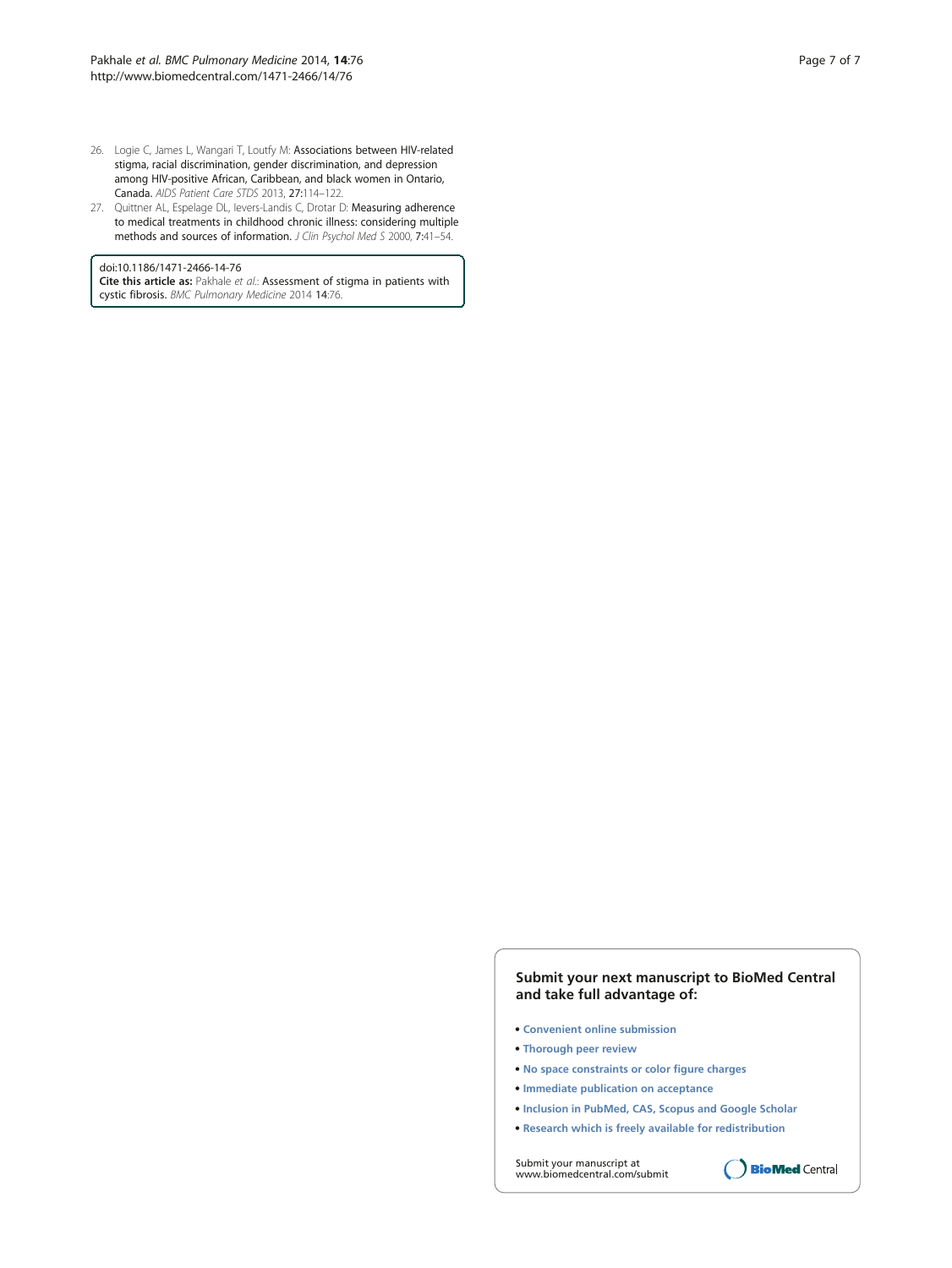26. Logie C, James L, Wangari T, Loutfy M: **Associations between HIV-related stigma, racial discrimination, gender discrimination, and depression among HIV-positive African, Caribbean, and black women in Ontario, Canada.** *AIDS Patient Care STDS* 2013, **27:**114–122.
27. Quittner AL, Espelage DL, Ievers-Landis C, Drotar D: **Measuring adherence to medical treatments in childhood chronic illness: considering multiple methods and sources of information.** *J Clin Psychol Med S* 2000, **7:**41–54.

doi:10.1186/1471-2466-14-76
**Cite this article as:** Pakhale *et al.*: Assessment of stigma in patients with cystic fibrosis. *BMC Pulmonary Medicine* 2014 **14**:76.

**Submit your next manuscript to BioMed Central and take full advantage of:**

- **Convenient online submission**
- **Thorough peer review**
- **No space constraints or color figure charges**
- **Immediate publication on acceptance**
- **Inclusion in PubMed, CAS, Scopus and Google Scholar**
- **Research which is freely available for redistribution**

Submit your manuscript at
www.biomedcentral.com/submit

BioMed Central